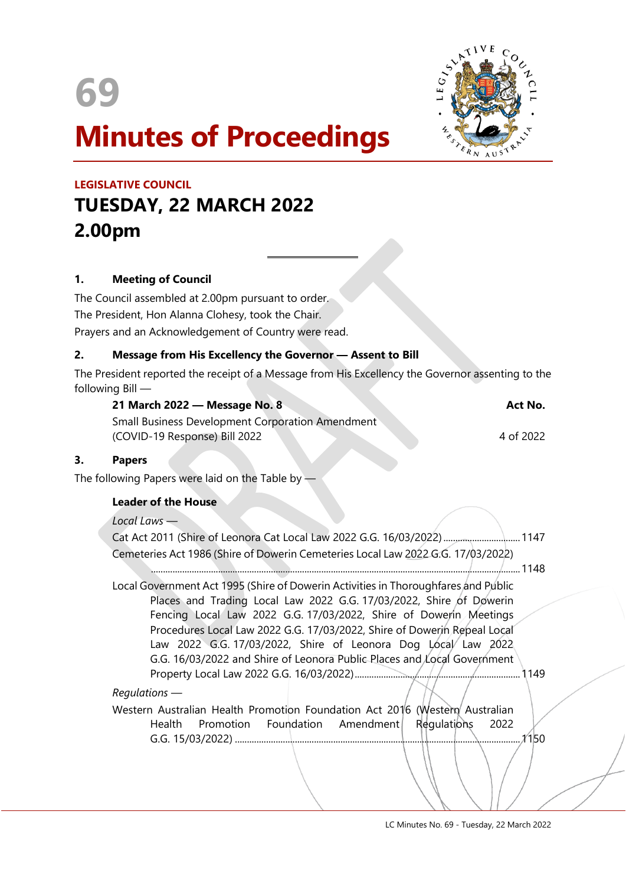# 69

# Minutes of Proceedings

**LEGISLATIVE COUNCIL**

## TUESDAY, 22 MARCH 2022

## 2.00pm

### 1. Meeting of Council

The Council assembled at 2.00pm pursuant to order.

The President, Hon Alanna Clohesy, took the Chair.

Prayers and an Acknowledgement of Country were read.

### 2. Message from His Excellency the Governor — Assent to Bill

The President reported the receipt of a Message from His Excellency the Governor assenting to the following Bill —

| **21 March 2022 — Message No. 8** | **Act No.** |
|---|---|
| Small Business Development Corporation Amendment (COVID-19 Response) Bill 2022 | 4 of 2022 |

### 3. Papers

The following Papers were laid on the Table by —

**Leader of the House**

*Local Laws* —

Cat Act 2011 (Shire of Leonora Cat Local Law 2022 G.G. 16/03/2022) ................................ 1147

Cemeteries Act 1986 (Shire of Dowerin Cemeteries Local Law 2022 G.G. 17/03/2022) ................................ 1148

Local Government Act 1995 (Shire of Dowerin Activities in Thoroughfares and Public Places and Trading Local Law 2022 G.G. 17/03/2022, Shire of Dowerin Fencing Local Law 2022 G.G. 17/03/2022, Shire of Dowerin Meetings Procedures Local Law 2022 G.G. 17/03/2022, Shire of Dowerin Repeal Local Law 2022 G.G. 17/03/2022, Shire of Leonora Dog Local Law 2022 G.G. 16/03/2022 and Shire of Leonora Public Places and Local Government Property Local Law 2022 G.G. 16/03/2022) ................................ 1149

*Regulations* —

Western Australian Health Promotion Foundation Act 2016 (Western Australian Health Promotion Foundation Amendment Regulations 2022 G.G. 15/03/2022) ................................ 1150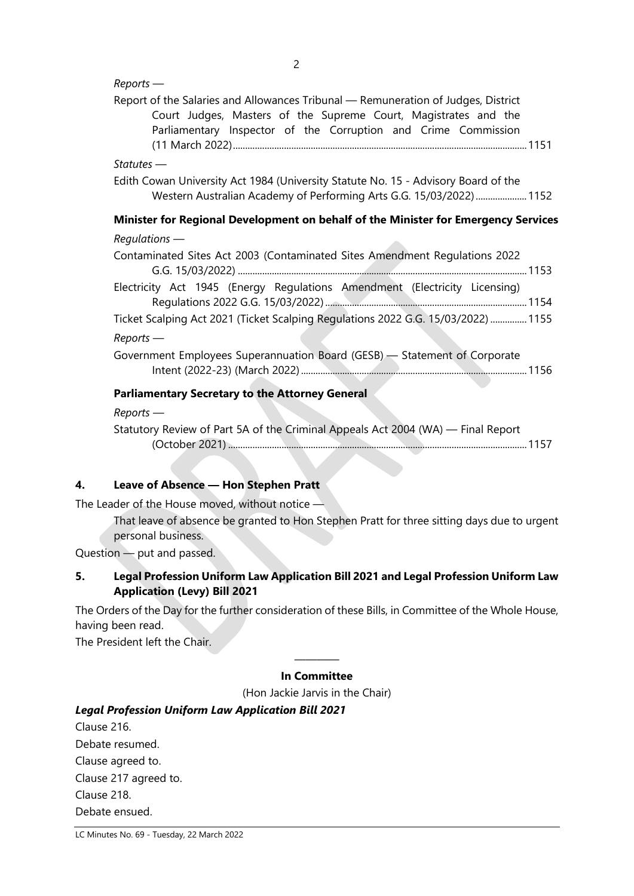*Reports* —

Report of the Salaries and Allowances Tribunal — Remuneration of Judges, District Court Judges, Masters of the Supreme Court, Magistrates and the Parliamentary Inspector of the Corruption and Crime Commission (11 March 2022) ........ 1151

*Statutes* —

Edith Cowan University Act 1984 (University Statute No. 15 - Advisory Board of the Western Australian Academy of Performing Arts G.G. 15/03/2022) ........ 1152

**Minister for Regional Development on behalf of the Minister for Emergency Services**

*Regulations* —

Contaminated Sites Act 2003 (Contaminated Sites Amendment Regulations 2022 G.G. 15/03/2022) ........ 1153

Electricity Act 1945 (Energy Regulations Amendment (Electricity Licensing) Regulations 2022 G.G. 15/03/2022) ........ 1154

Ticket Scalping Act 2021 (Ticket Scalping Regulations 2022 G.G. 15/03/2022) ........ 1155

*Reports* —

Government Employees Superannuation Board (GESB) — Statement of Corporate Intent (2022-23) (March 2022) ........ 1156

**Parliamentary Secretary to the Attorney General**

*Reports* —

Statutory Review of Part 5A of the Criminal Appeals Act 2004 (WA) — Final Report (October 2021) ........ 1157

## 4. Leave of Absence — Hon Stephen Pratt

The Leader of the House moved, without notice —

> That leave of absence be granted to Hon Stephen Pratt for three sitting days due to urgent personal business.

Question — put and passed.

## 5. Legal Profession Uniform Law Application Bill 2021 and Legal Profession Uniform Law Application (Levy) Bill 2021

The Orders of the Day for the further consideration of these Bills, in Committee of the Whole House, having been read.

The President left the Chair.

---

**In Committee**

(Hon Jackie Jarvis in the Chair)

***Legal Profession Uniform Law Application Bill 2021***

Clause 216.

Debate resumed.

Clause agreed to.

Clause 217 agreed to.

Clause 218.

Debate ensued.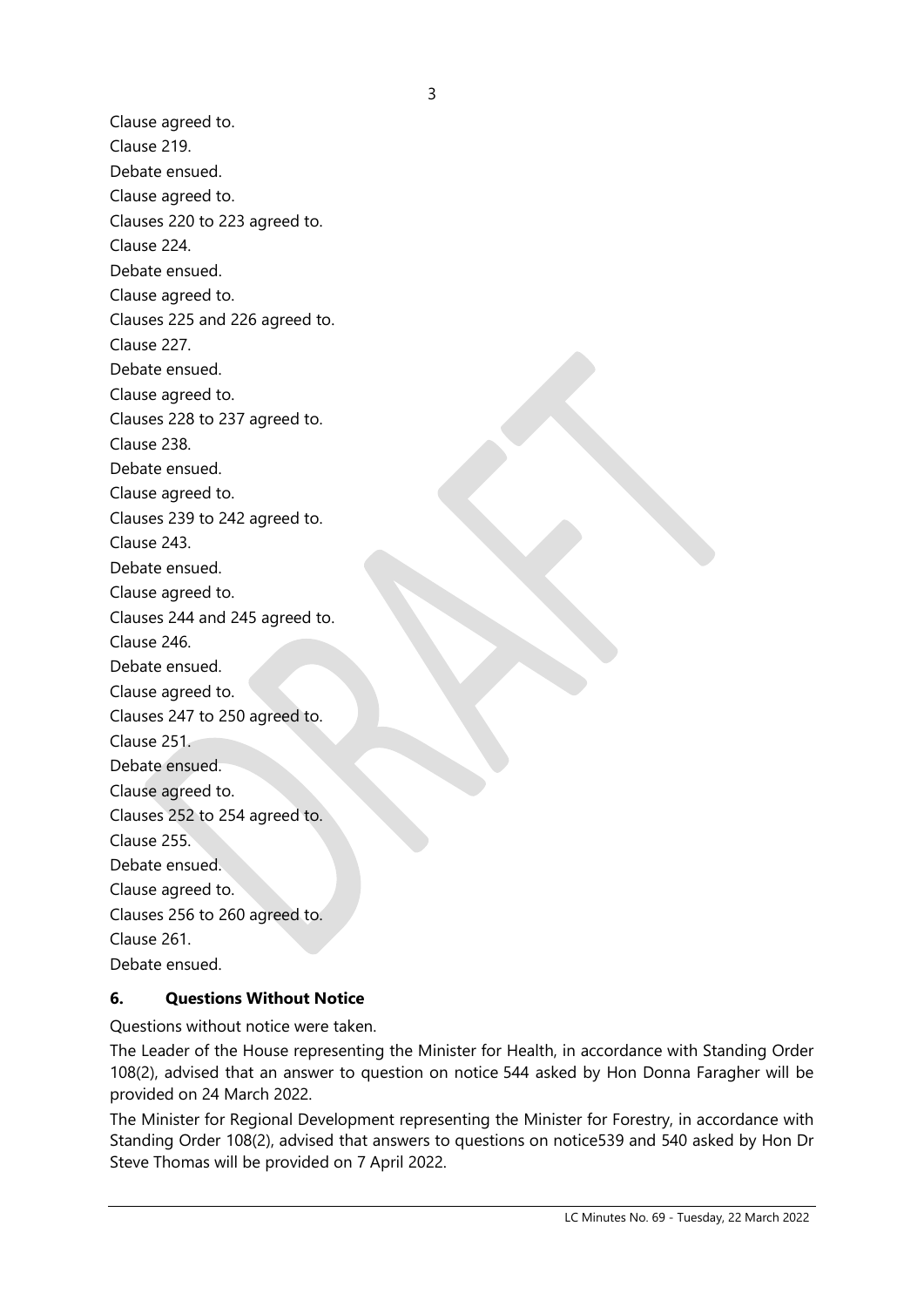Clause agreed to.

Clause 219.

Debate ensued.

Clause agreed to.

Clauses 220 to 223 agreed to.

Clause 224.

Debate ensued.

Clause agreed to.

Clauses 225 and 226 agreed to.

Clause 227.

Debate ensued.

Clause agreed to.

Clauses 228 to 237 agreed to.

Clause 238.

Debate ensued.

Clause agreed to.

Clauses 239 to 242 agreed to.

Clause 243.

Debate ensued.

Clause agreed to.

Clauses 244 and 245 agreed to.

Clause 246.

Debate ensued.

Clause agreed to.

Clauses 247 to 250 agreed to.

Clause 251.

Debate ensued.

Clause agreed to.

Clauses 252 to 254 agreed to.

Clause 255.

Debate ensued.

Clause agreed to.

Clauses 256 to 260 agreed to.

Clause 261.

Debate ensued.

## 6. Questions Without Notice

Questions without notice were taken.

The Leader of the House representing the Minister for Health, in accordance with Standing Order 108(2), advised that an answer to question on notice 544 asked by Hon Donna Faragher will be provided on 24 March 2022.

The Minister for Regional Development representing the Minister for Forestry, in accordance with Standing Order 108(2), advised that answers to questions on notice539 and 540 asked by Hon Dr Steve Thomas will be provided on 7 April 2022.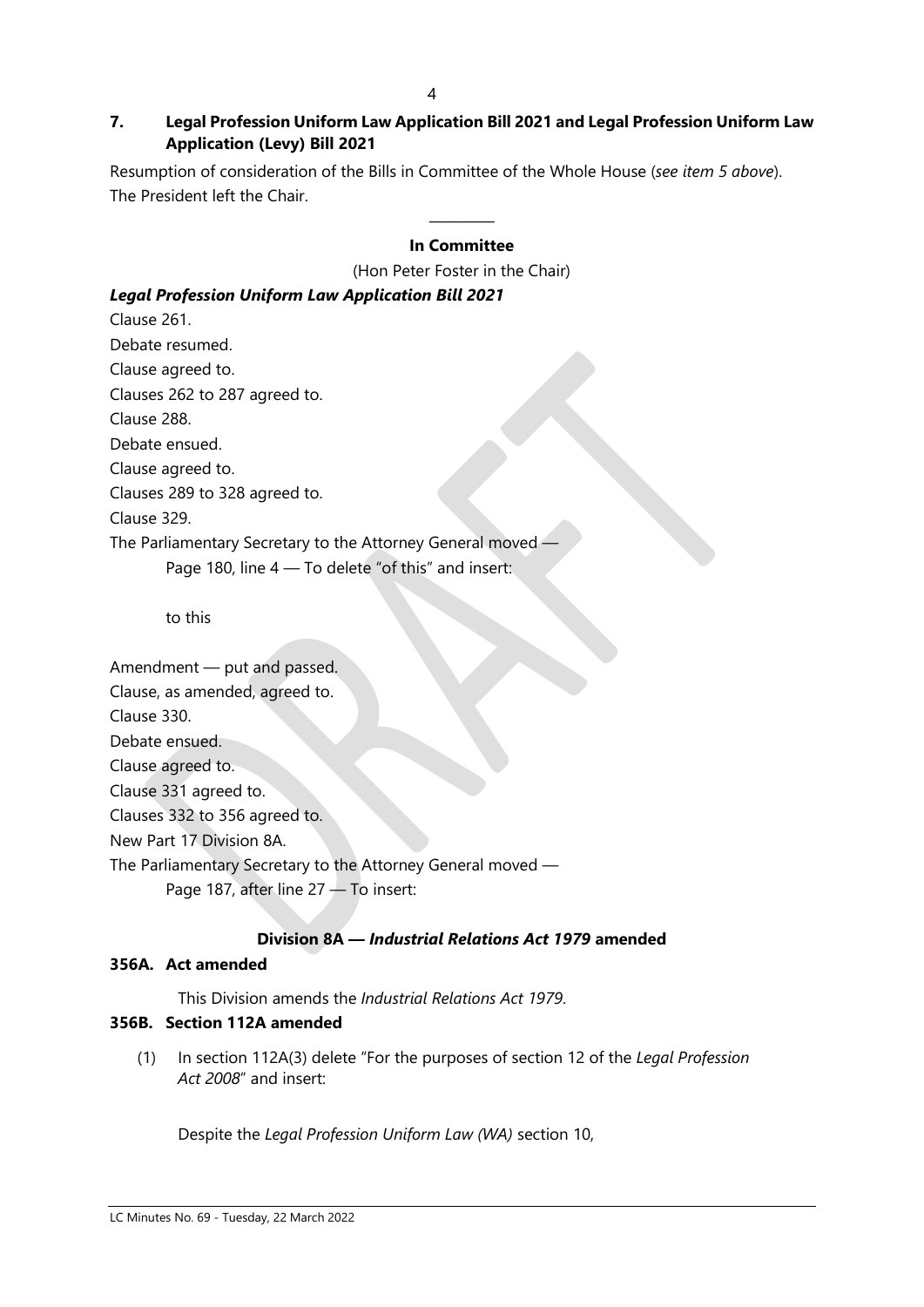## 7. Legal Profession Uniform Law Application Bill 2021 and Legal Profession Uniform Law Application (Levy) Bill 2021

Resumption of consideration of the Bills in Committee of the Whole House (*see item 5 above*).
The President left the Chair.

\_\_\_\_\_\_\_\_\_

**In Committee**

(Hon Peter Foster in the Chair)

***Legal Profession Uniform Law Application Bill 2021***

Clause 261.

Debate resumed.

Clause agreed to.

Clauses 262 to 287 agreed to.

Clause 288.

Debate ensued.

Clause agreed to.

Clauses 289 to 328 agreed to.

Clause 329.

The Parliamentary Secretary to the Attorney General moved —

> Page 180, line 4 — To delete "of this" and insert:
>
> to this

Amendment — put and passed.

Clause, as amended, agreed to.

Clause 330.

Debate ensued.

Clause agreed to.

Clause 331 agreed to.

Clauses 332 to 356 agreed to.

New Part 17 Division 8A.

The Parliamentary Secretary to the Attorney General moved —

> Page 187, after line 27 — To insert:

**Division 8A — *Industrial Relations Act 1979* amended**

**356A. Act amended**

This Division amends the *Industrial Relations Act 1979*.

**356B. Section 112A amended**

(1) In section 112A(3) delete "For the purposes of section 12 of the *Legal Profession Act 2008*" and insert:

Despite the *Legal Profession Uniform Law (WA)* section 10,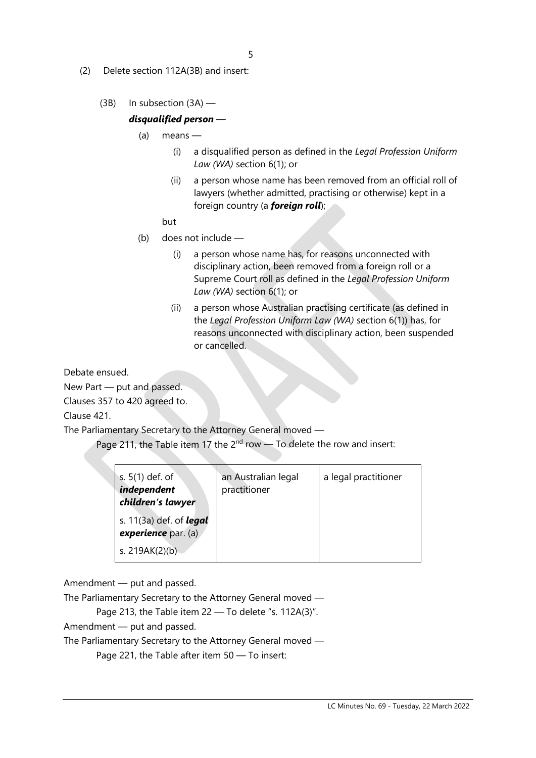(2) Delete section 112A(3B) and insert:

(3B) In subsection (3A) —

***disqualified person*** —

(a) means —

(i) a disqualified person as defined in the *Legal Profession Uniform Law (WA)* section 6(1); or

(ii) a person whose name has been removed from an official roll of lawyers (whether admitted, practising or otherwise) kept in a foreign country (a ***foreign roll***);

but

(b) does not include —

(i) a person whose name has, for reasons unconnected with disciplinary action, been removed from a foreign roll or a Supreme Court roll as defined in the *Legal Profession Uniform Law (WA)* section 6(1); or

(ii) a person whose Australian practising certificate (as defined in the *Legal Profession Uniform Law (WA)* section 6(1)) has, for reasons unconnected with disciplinary action, been suspended or cancelled.

Debate ensued.

New Part — put and passed.

Clauses 357 to 420 agreed to.

Clause 421.

The Parliamentary Secretary to the Attorney General moved —

Page 211, the Table item 17 the 2nd row — To delete the row and insert:

| | | |
|---|---|---|
| s. 5(1) def. of ***independent children's lawyer***<br>s. 11(3a) def. of ***legal experience*** par. (a)<br>s. 219AK(2)(b) | an Australian legal practitioner | a legal practitioner |

Amendment — put and passed.

The Parliamentary Secretary to the Attorney General moved —

Page 213, the Table item 22 — To delete "s. 112A(3)".

Amendment — put and passed.

The Parliamentary Secretary to the Attorney General moved —

Page 221, the Table after item 50 — To insert: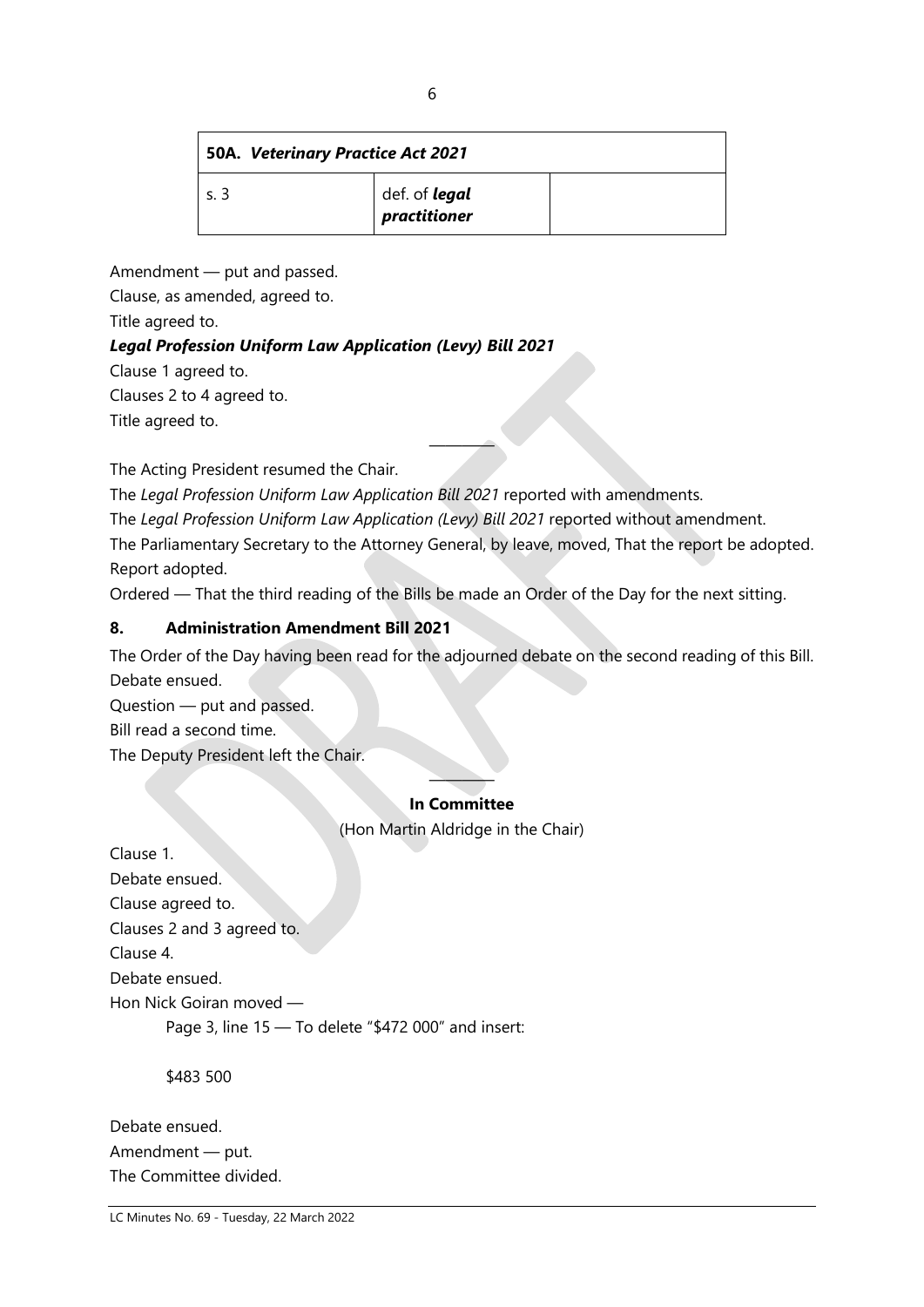| 50A. *Veterinary Practice Act 2021* | | |
|---|---|---|
| s. 3 | def. of ***legal practitioner*** | |

Amendment — put and passed.

Clause, as amended, agreed to.

Title agreed to.

***Legal Profession Uniform Law Application (Levy) Bill 2021***

Clause 1 agreed to.

Clauses 2 to 4 agreed to.

Title agreed to.

---

The Acting President resumed the Chair.

The *Legal Profession Uniform Law Application Bill 2021* reported with amendments.

The *Legal Profession Uniform Law Application (Levy) Bill 2021* reported without amendment.

The Parliamentary Secretary to the Attorney General, by leave, moved, That the report be adopted.

Report adopted.

Ordered — That the third reading of the Bills be made an Order of the Day for the next sitting.

## 8. Administration Amendment Bill 2021

The Order of the Day having been read for the adjourned debate on the second reading of this Bill.

Debate ensued.

Question — put and passed.

Bill read a second time.

The Deputy President left the Chair.

---

**In Committee**

(Hon Martin Aldridge in the Chair)

Clause 1.

Debate ensued.

Clause agreed to.

Clauses 2 and 3 agreed to.

Clause 4.

Debate ensued.

Hon Nick Goiran moved —

Page 3, line 15 — To delete "$472 000" and insert:

$483 500

Debate ensued.

Amendment — put.

The Committee divided.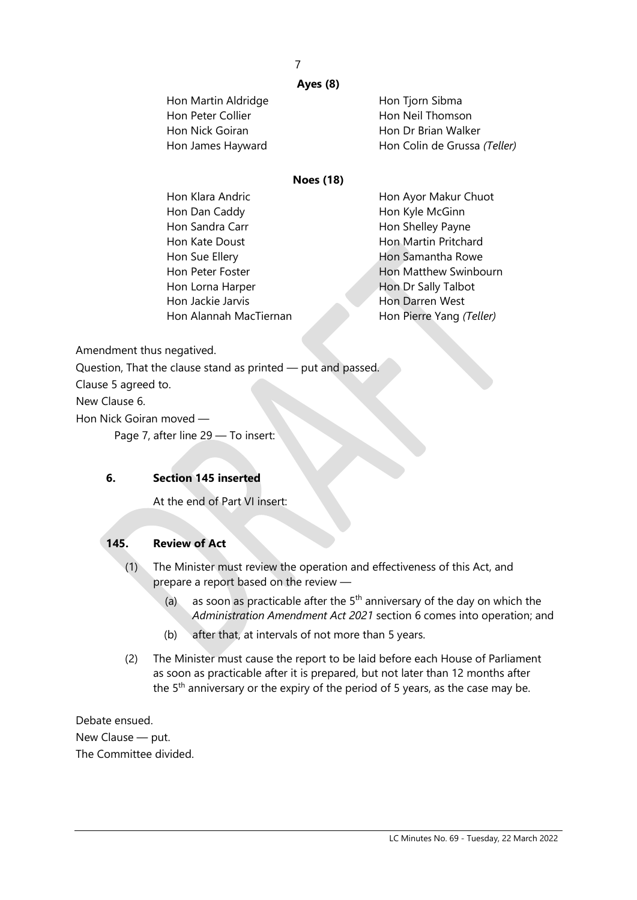**Ayes (8)**

| | |
|---|---|
| Hon Martin Aldridge | Hon Tjorn Sibma |
| Hon Peter Collier | Hon Neil Thomson |
| Hon Nick Goiran | Hon Dr Brian Walker |
| Hon James Hayward | Hon Colin de Grussa *(Teller)* |

**Noes (18)**

| | |
|---|---|
| Hon Klara Andric | Hon Ayor Makur Chuot |
| Hon Dan Caddy | Hon Kyle McGinn |
| Hon Sandra Carr | Hon Shelley Payne |
| Hon Kate Doust | Hon Martin Pritchard |
| Hon Sue Ellery | Hon Samantha Rowe |
| Hon Peter Foster | Hon Matthew Swinbourn |
| Hon Lorna Harper | Hon Dr Sally Talbot |
| Hon Jackie Jarvis | Hon Darren West |
| Hon Alannah MacTiernan | Hon Pierre Yang *(Teller)* |

Amendment thus negatived.

Question, That the clause stand as printed — put and passed.

Clause 5 agreed to.

New Clause 6.

Hon Nick Goiran moved —

Page 7, after line 29 — To insert:

**6. Section 145 inserted**

At the end of Part VI insert:

**145. Review of Act**

(1) The Minister must review the operation and effectiveness of this Act, and prepare a report based on the review —

(a) as soon as practicable after the 5th anniversary of the day on which the *Administration Amendment Act 2021* section 6 comes into operation; and

(b) after that, at intervals of not more than 5 years.

(2) The Minister must cause the report to be laid before each House of Parliament as soon as practicable after it is prepared, but not later than 12 months after the 5th anniversary or the expiry of the period of 5 years, as the case may be.

Debate ensued.

New Clause — put.

The Committee divided.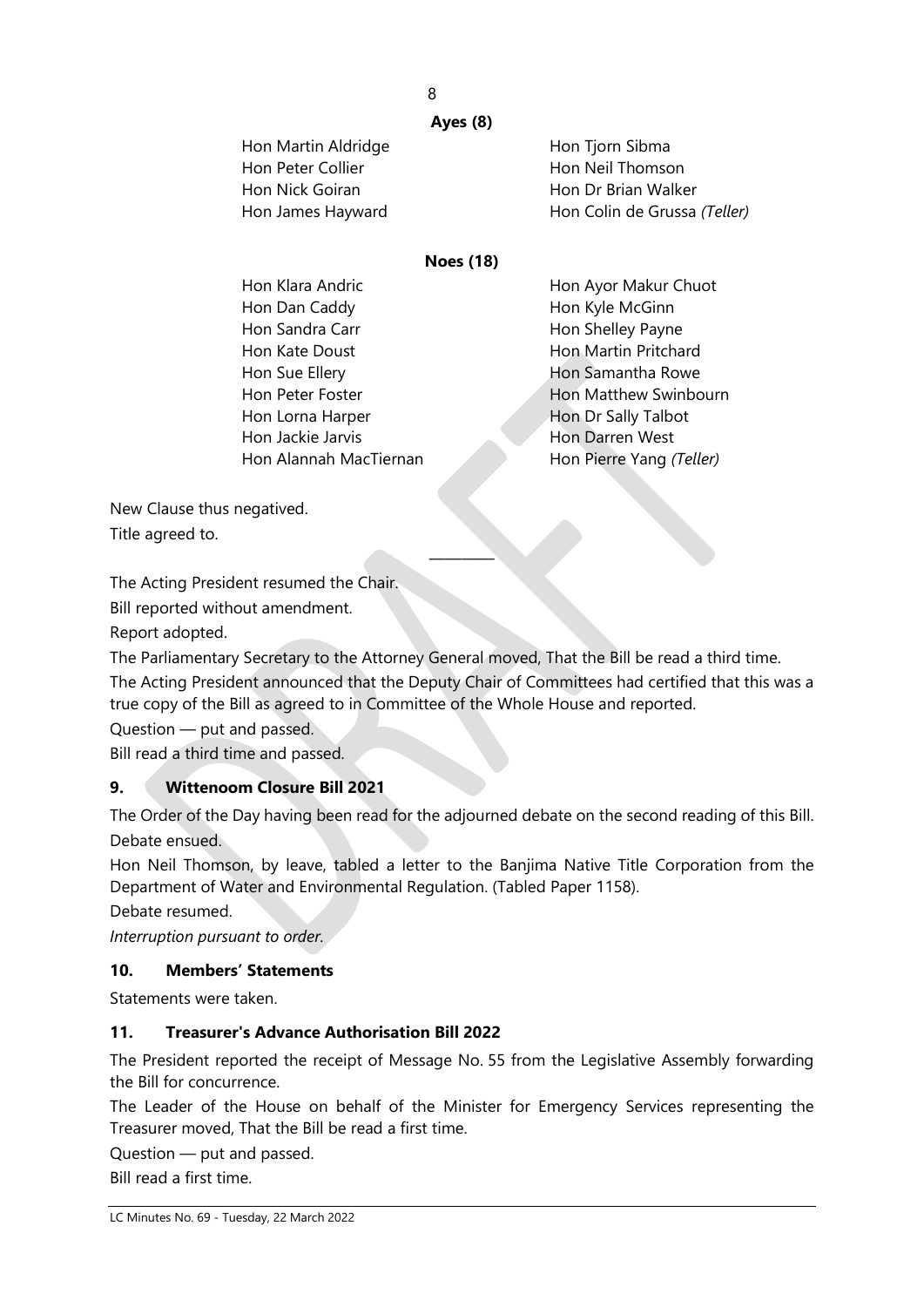**Ayes (8)**

| | |
|---|---|
| Hon Martin Aldridge | Hon Tjorn Sibma |
| Hon Peter Collier | Hon Neil Thomson |
| Hon Nick Goiran | Hon Dr Brian Walker |
| Hon James Hayward | Hon Colin de Grussa *(Teller)* |

**Noes (18)**

| | |
|---|---|
| Hon Klara Andric | Hon Ayor Makur Chuot |
| Hon Dan Caddy | Hon Kyle McGinn |
| Hon Sandra Carr | Hon Shelley Payne |
| Hon Kate Doust | Hon Martin Pritchard |
| Hon Sue Ellery | Hon Samantha Rowe |
| Hon Peter Foster | Hon Matthew Swinbourn |
| Hon Lorna Harper | Hon Dr Sally Talbot |
| Hon Jackie Jarvis | Hon Darren West |
| Hon Alannah MacTiernan | Hon Pierre Yang *(Teller)* |

New Clause thus negatived.

Title agreed to.

---

The Acting President resumed the Chair.

Bill reported without amendment.

Report adopted.

The Parliamentary Secretary to the Attorney General moved, That the Bill be read a third time.

The Acting President announced that the Deputy Chair of Committees had certified that this was a true copy of the Bill as agreed to in Committee of the Whole House and reported.

Question — put and passed.

Bill read a third time and passed.

### 9. Wittenoom Closure Bill 2021

The Order of the Day having been read for the adjourned debate on the second reading of this Bill.

Debate ensued.

Hon Neil Thomson, by leave, tabled a letter to the Banjima Native Title Corporation from the Department of Water and Environmental Regulation. (Tabled Paper 1158).

Debate resumed.

*Interruption pursuant to order.*

### 10. Members' Statements

Statements were taken.

### 11. Treasurer's Advance Authorisation Bill 2022

The President reported the receipt of Message No. 55 from the Legislative Assembly forwarding the Bill for concurrence.

The Leader of the House on behalf of the Minister for Emergency Services representing the Treasurer moved, That the Bill be read a first time.

Question — put and passed.

Bill read a first time.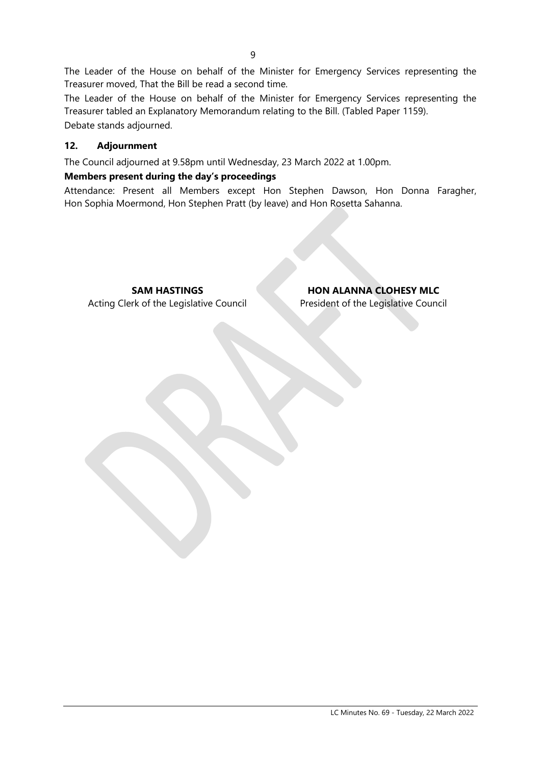The Leader of the House on behalf of the Minister for Emergency Services representing the Treasurer moved, That the Bill be read a second time.

The Leader of the House on behalf of the Minister for Emergency Services representing the Treasurer tabled an Explanatory Memorandum relating to the Bill. (Tabled Paper 1159).

Debate stands adjourned.

### 12. Adjournment

The Council adjourned at 9.58pm until Wednesday, 23 March 2022 at 1.00pm.

**Members present during the day's proceedings**

Attendance: Present all Members except Hon Stephen Dawson, Hon Donna Faragher, Hon Sophia Moermond, Hon Stephen Pratt (by leave) and Hon Rosetta Sahanna.

**SAM HASTINGS**
Acting Clerk of the Legislative Council

**HON ALANNA CLOHESY MLC**
President of the Legislative Council

DRAFT